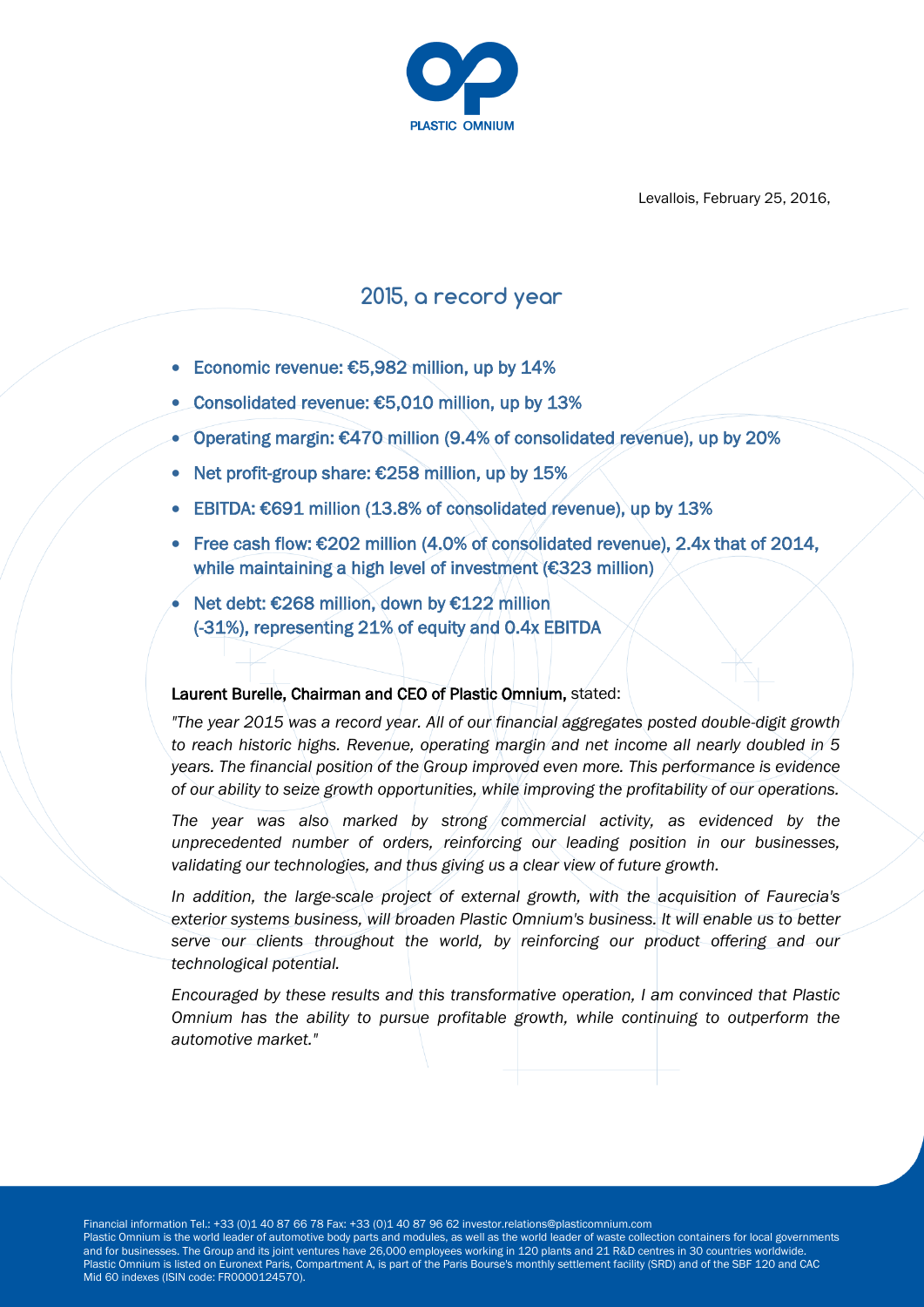PLASTIC OMNIUM

Levallois, February 25, 2016,

# 2015, a record year

- Economic revenue: €5,982 million, up by 14%
- Consolidated revenue: €5,010 million, up by 13%
- Operating margin: €470 million (9.4% of consolidated revenue), up by 20%
- Net profit-group share: €258 million, up by 15%
- EBITDA: €691 million (13.8% of consolidated revenue), up by 13%
- Free cash flow: €202 million (4.0% of consolidated revenue), 2.4x that of 2014, while maintaining a high level of investment (€323 million)
- Net debt: €268 million, down by €122 million (-31%), representing 21% of equity and 0.4x EBITDA

**Laurent Burelle, Chairman and CEO of Plastic Omnium,** stated:

*"The year 2015 was a record year. All of our financial aggregates posted double-digit growth to reach historic highs. Revenue, operating margin and net income all nearly doubled in 5 years. The financial position of the Group improved even more. This performance is evidence of our ability to seize growth opportunities, while improving the profitability of our operations.*

*The year was also marked by strong commercial activity, as evidenced by the unprecedented number of orders, reinforcing our leading position in our businesses, validating our technologies, and thus giving us a clear view of future growth.*

*In addition, the large-scale project of external growth, with the acquisition of Faurecia's exterior systems business, will broaden Plastic Omnium's business. It will enable us to better serve our clients throughout the world, by reinforcing our product offering and our technological potential.*

*Encouraged by these results and this transformative operation, I am convinced that Plastic Omnium has the ability to pursue profitable growth, while continuing to outperform the automotive market."*

Financial information Tel.: +33 (0)1 40 87 66 78 Fax: +33 (0)1 40 87 96 62 investor.relations@plasticomnium.com
Plastic Omnium is the world leader of automotive body parts and modules, as well as the world leader of waste collection containers for local governments and for businesses. The Group and its joint ventures have 26,000 employees working in 120 plants and 21 R&D centres in 30 countries worldwide. Plastic Omnium is listed on Euronext Paris, Compartment A, is part of the Paris Bourse's monthly settlement facility (SRD) and of the SBF 120 and CAC Mid 60 indexes (ISIN code: FR0000124570).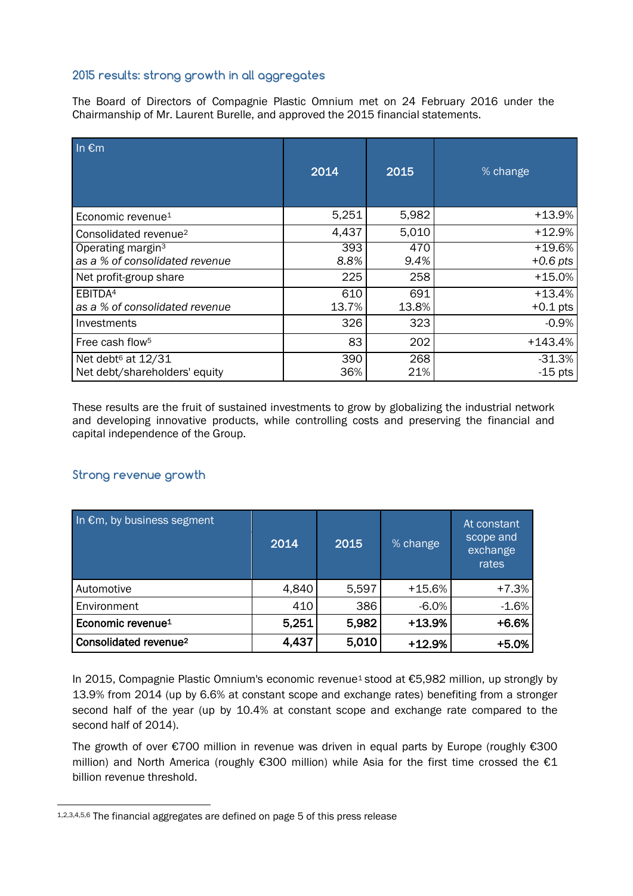## 2015 results: strong growth in all aggregates

The Board of Directors of Compagnie Plastic Omnium met on 24 February 2016 under the Chairmanship of Mr. Laurent Burelle, and approved the 2015 financial statements.

| In €m | 2014 | 2015 | % change |
|---|---|---|---|
| Economic revenue[1] | 5,251 | 5,982 | +13.9% |
| Consolidated revenue[2] | 4,437 | 5,010 | +12.9% |
| Operating margin[3]<br>*as a % of consolidated revenue* | 393<br>*8.8%* | 470<br>*9.4%* | +19.6%<br>*+0.6 pts* |
| Net profit-group share | 225 | 258 | +15.0% |
| EBITDA[4]<br>*as a % of consolidated revenue* | 610<br>13.7% | 691<br>13.8% | +13.4%<br>+0.1 pts |
| Investments | 326 | 323 | -0.9% |
| Free cash flow[5] | 83 | 202 | +143.4% |
| Net debt[6] at 12/31<br>Net debt/shareholders' equity | 390<br>36% | 268<br>21% | -31.3%<br>-15 pts |

These results are the fruit of sustained investments to grow by globalizing the industrial network and developing innovative products, while controlling costs and preserving the financial and capital independence of the Group.

## Strong revenue growth

| In €m, by business segment | 2014 | 2015 | % change | At constant scope and exchange rates |
|---|---|---|---|---|
| Automotive | 4,840 | 5,597 | +15.6% | +7.3% |
| Environment | 410 | 386 | -6.0% | -1.6% |
| **Economic revenue[1]** | **5,251** | **5,982** | **+13.9%** | **+6.6%** |
| **Consolidated revenue[2]** | **4,437** | **5,010** | **+12.9%** | **+5.0%** |

In 2015, Compagnie Plastic Omnium's economic revenue[1] stood at €5,982 million, up strongly by 13.9% from 2014 (up by 6.6% at constant scope and exchange rates) benefiting from a stronger second half of the year (up by 10.4% at constant scope and exchange rate compared to the second half of 2014).

The growth of over €700 million in revenue was driven in equal parts by Europe (roughly €300 million) and North America (roughly €300 million) while Asia for the first time crossed the €1 billion revenue threshold.

[1,2,3,4,5,6] The financial aggregates are defined on page 5 of this press release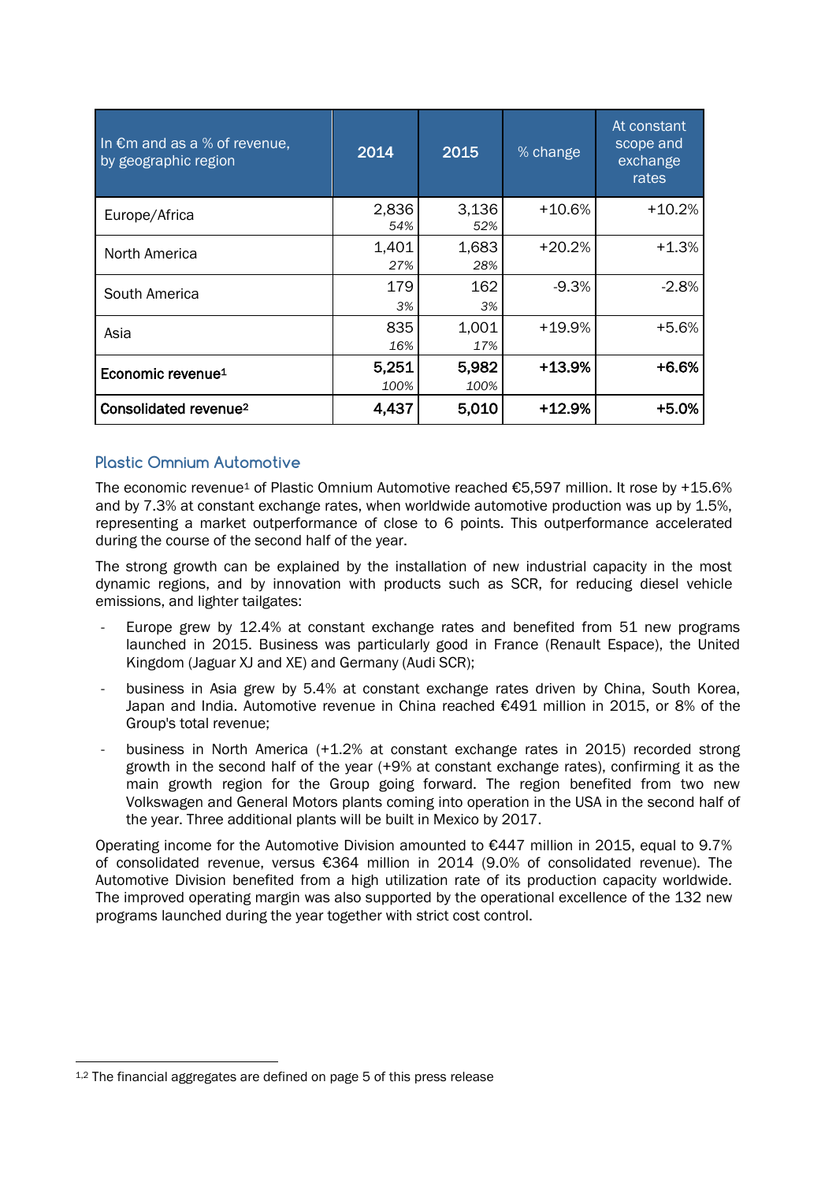| In €m and as a % of revenue, by geographic region | 2014 | 2015 | % change | At constant scope and exchange rates |
|---|---|---|---|---|
| Europe/Africa | 2,836 *54%* | 3,136 *52%* | +10.6% | +10.2% |
| North America | 1,401 *27%* | 1,683 *28%* | +20.2% | +1.3% |
| South America | 179 *3%* | 162 *3%* | -9.3% | -2.8% |
| Asia | 835 *16%* | 1,001 *17%* | +19.9% | +5.6% |
| **Economic revenue[1]** | **5,251** *100%* | **5,982** *100%* | **+13.9%** | **+6.6%** |
| **Consolidated revenue[2]** | **4,437** | **5,010** | **+12.9%** | **+5.0%** |

## Plastic Omnium Automotive

The economic revenue[1] of Plastic Omnium Automotive reached €5,597 million. It rose by +15.6% and by 7.3% at constant exchange rates, when worldwide automotive production was up by 1.5%, representing a market outperformance of close to 6 points. This outperformance accelerated during the course of the second half of the year.

The strong growth can be explained by the installation of new industrial capacity in the most dynamic regions, and by innovation with products such as SCR, for reducing diesel vehicle emissions, and lighter tailgates:

- Europe grew by 12.4% at constant exchange rates and benefited from 51 new programs launched in 2015. Business was particularly good in France (Renault Espace), the United Kingdom (Jaguar XJ and XE) and Germany (Audi SCR);
- business in Asia grew by 5.4% at constant exchange rates driven by China, South Korea, Japan and India. Automotive revenue in China reached €491 million in 2015, or 8% of the Group's total revenue;
- business in North America (+1.2% at constant exchange rates in 2015) recorded strong growth in the second half of the year (+9% at constant exchange rates), confirming it as the main growth region for the Group going forward. The region benefited from two new Volkswagen and General Motors plants coming into operation in the USA in the second half of the year. Three additional plants will be built in Mexico by 2017.

Operating income for the Automotive Division amounted to €447 million in 2015, equal to 9.7% of consolidated revenue, versus €364 million in 2014 (9.0% of consolidated revenue). The Automotive Division benefited from a high utilization rate of its production capacity worldwide. The improved operating margin was also supported by the operational excellence of the 132 new programs launched during the year together with strict cost control.

[1,2] The financial aggregates are defined on page 5 of this press release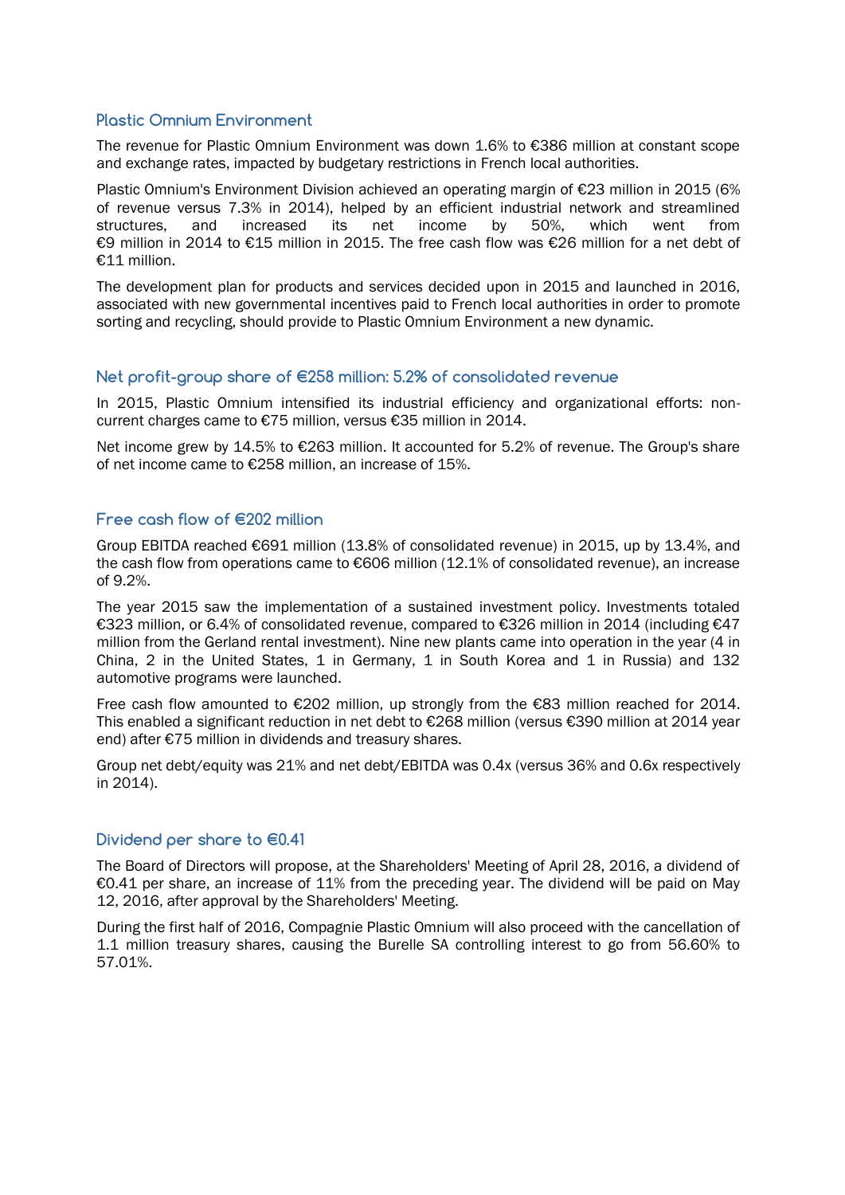## Plastic Omnium Environment

The revenue for Plastic Omnium Environment was down 1.6% to €386 million at constant scope and exchange rates, impacted by budgetary restrictions in French local authorities.

Plastic Omnium's Environment Division achieved an operating margin of €23 million in 2015 (6% of revenue versus 7.3% in 2014), helped by an efficient industrial network and streamlined structures, and increased its net income by 50%, which went from €9 million in 2014 to €15 million in 2015. The free cash flow was €26 million for a net debt of €11 million.

The development plan for products and services decided upon in 2015 and launched in 2016, associated with new governmental incentives paid to French local authorities in order to promote sorting and recycling, should provide to Plastic Omnium Environment a new dynamic.

## Net profit-group share of €258 million: 5.2% of consolidated revenue

In 2015, Plastic Omnium intensified its industrial efficiency and organizational efforts: non-current charges came to €75 million, versus €35 million in 2014.

Net income grew by 14.5% to €263 million. It accounted for 5.2% of revenue. The Group's share of net income came to €258 million, an increase of 15%.

## Free cash flow of €202 million

Group EBITDA reached €691 million (13.8% of consolidated revenue) in 2015, up by 13.4%, and the cash flow from operations came to €606 million (12.1% of consolidated revenue), an increase of 9.2%.

The year 2015 saw the implementation of a sustained investment policy. Investments totaled €323 million, or 6.4% of consolidated revenue, compared to €326 million in 2014 (including €47 million from the Gerland rental investment). Nine new plants came into operation in the year (4 in China, 2 in the United States, 1 in Germany, 1 in South Korea and 1 in Russia) and 132 automotive programs were launched.

Free cash flow amounted to €202 million, up strongly from the €83 million reached for 2014. This enabled a significant reduction in net debt to €268 million (versus €390 million at 2014 year end) after €75 million in dividends and treasury shares.

Group net debt/equity was 21% and net debt/EBITDA was 0.4x (versus 36% and 0.6x respectively in 2014).

## Dividend per share to €0.41

The Board of Directors will propose, at the Shareholders' Meeting of April 28, 2016, a dividend of €0.41 per share, an increase of 11% from the preceding year. The dividend will be paid on May 12, 2016, after approval by the Shareholders' Meeting.

During the first half of 2016, Compagnie Plastic Omnium will also proceed with the cancellation of 1.1 million treasury shares, causing the Burelle SA controlling interest to go from 56.60% to 57.01%.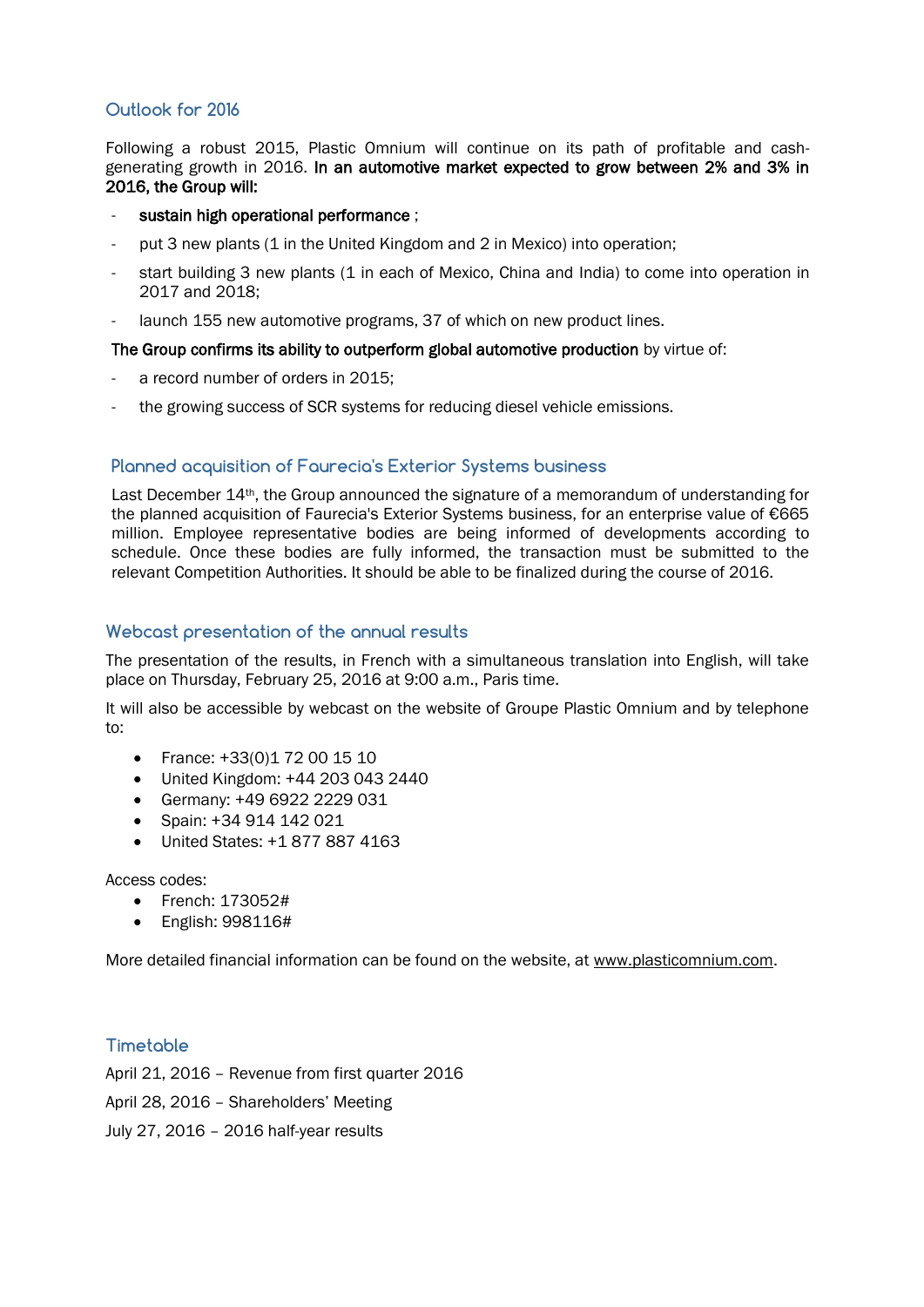## Outlook for 2016

Following a robust 2015, Plastic Omnium will continue on its path of profitable and cash-generating growth in 2016. **In an automotive market expected to grow between 2% and 3% in 2016, the Group will:**

- **sustain high operational performance** ;
- put 3 new plants (1 in the United Kingdom and 2 in Mexico) into operation;
- start building 3 new plants (1 in each of Mexico, China and India) to come into operation in 2017 and 2018;
- launch 155 new automotive programs, 37 of which on new product lines.

**The Group confirms its ability to outperform global automotive production** by virtue of:

- a record number of orders in 2015;
- the growing success of SCR systems for reducing diesel vehicle emissions.

## Planned acquisition of Faurecia's Exterior Systems business

Last December 14th, the Group announced the signature of a memorandum of understanding for the planned acquisition of Faurecia's Exterior Systems business, for an enterprise value of €665 million. Employee representative bodies are being informed of developments according to schedule. Once these bodies are fully informed, the transaction must be submitted to the relevant Competition Authorities. It should be able to be finalized during the course of 2016.

## Webcast presentation of the annual results

The presentation of the results, in French with a simultaneous translation into English, will take place on Thursday, February 25, 2016 at 9:00 a.m., Paris time.

It will also be accessible by webcast on the website of Groupe Plastic Omnium and by telephone to:

- France: +33(0)1 72 00 15 10
- United Kingdom: +44 203 043 2440
- Germany: +49 6922 2229 031
- Spain: +34 914 142 021
- United States: +1 877 887 4163

Access codes:

- French: 173052#
- English: 998116#

More detailed financial information can be found on the website, at www.plasticomnium.com.

## Timetable

April 21, 2016 – Revenue from first quarter 2016

April 28, 2016 – Shareholders' Meeting

July 27, 2016 – 2016 half-year results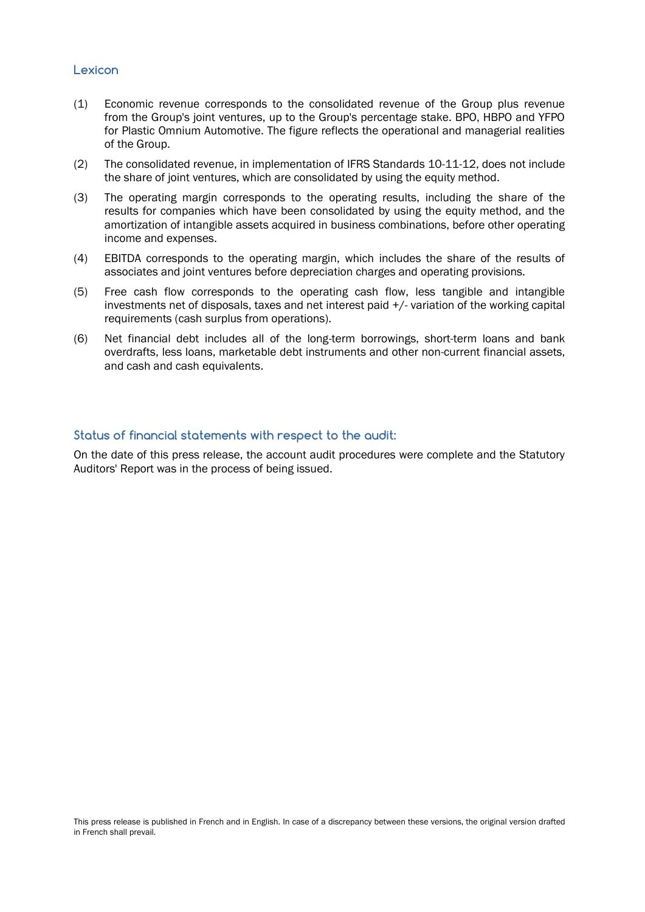## Lexicon

(1) Economic revenue corresponds to the consolidated revenue of the Group plus revenue from the Group's joint ventures, up to the Group's percentage stake. BPO, HBPO and YFPO for Plastic Omnium Automotive. The figure reflects the operational and managerial realities of the Group.

(2) The consolidated revenue, in implementation of IFRS Standards 10-11-12, does not include the share of joint ventures, which are consolidated by using the equity method.

(3) The operating margin corresponds to the operating results, including the share of the results for companies which have been consolidated by using the equity method, and the amortization of intangible assets acquired in business combinations, before other operating income and expenses.

(4) EBITDA corresponds to the operating margin, which includes the share of the results of associates and joint ventures before depreciation charges and operating provisions.

(5) Free cash flow corresponds to the operating cash flow, less tangible and intangible investments net of disposals, taxes and net interest paid +/- variation of the working capital requirements (cash surplus from operations).

(6) Net financial debt includes all of the long-term borrowings, short-term loans and bank overdrafts, less loans, marketable debt instruments and other non-current financial assets, and cash and cash equivalents.

## Status of financial statements with respect to the audit:

On the date of this press release, the account audit procedures were complete and the Statutory Auditors' Report was in the process of being issued.

This press release is published in French and in English. In case of a discrepancy between these versions, the original version drafted in French shall prevail.